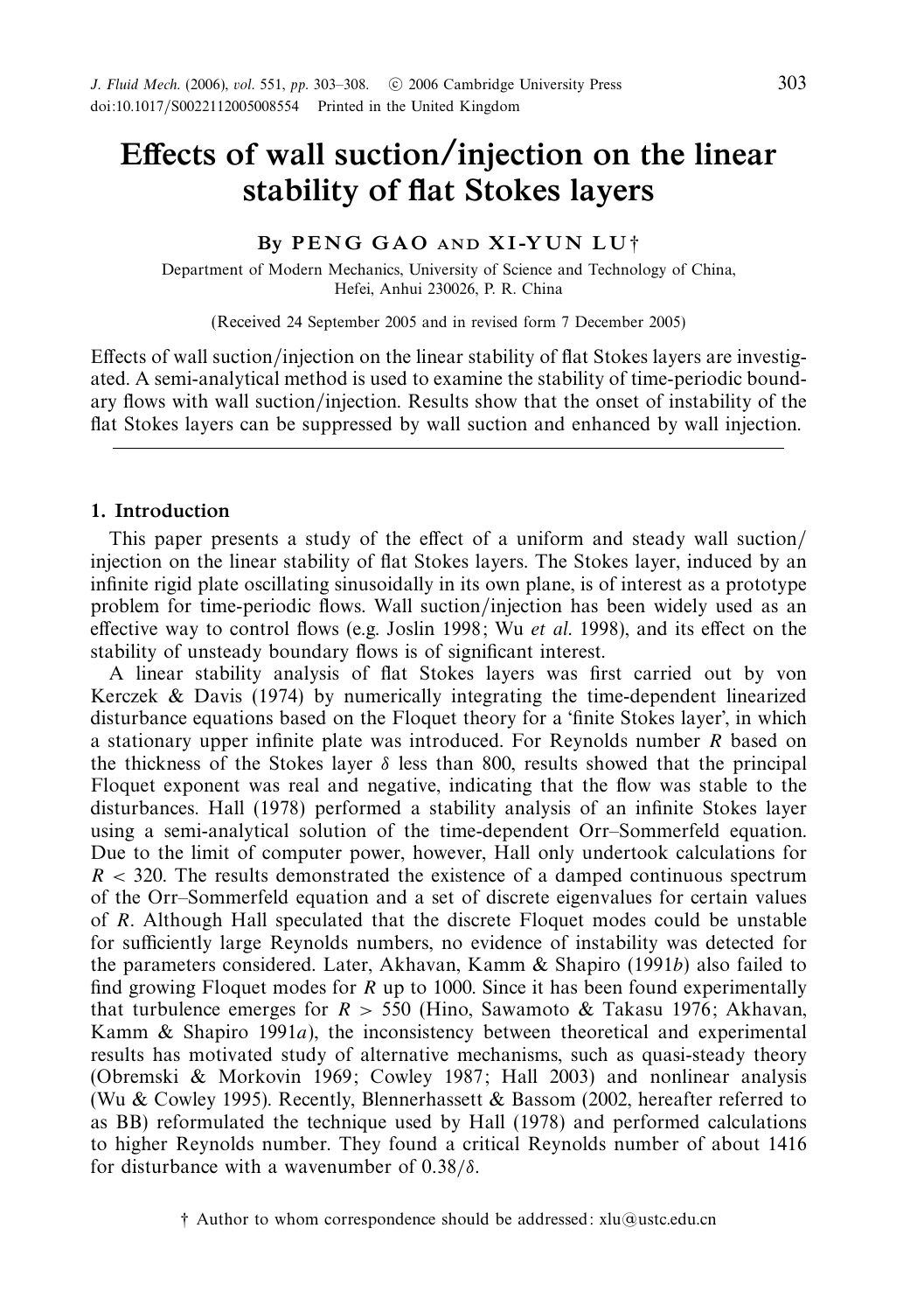# Effects of wall suction/injection on the linear stability of flat Stokes layers

By **PENG GAO** AND **XI-YUN LU**†

Department of Modern Mechanics, University of Science and Technology of China, Hefei, Anhui 230026, P. R. China

(Received 24 September 2005 and in revised form 7 December 2005)

Effects of wall suction/injection on the linear stability of flat Stokes layers are investigated. A semi-analytical method is used to examine the stability of time-periodic boundary flows with wall suction/injection. Results show that the onset of instability of the flat Stokes layers can be suppressed by wall suction and enhanced by wall injection.

## 1. Introduction

This paper presents a study of the effect of a uniform and steady wall suction/injection on the linear stability of flat Stokes layers. The Stokes layer, induced by an infinite rigid plate oscillating sinusoidally in its own plane, is of interest as a prototype problem for time-periodic flows. Wall suction/injection has been widely used as an effective way to control flows (e.g. Joslin 1998; Wu *et al.* 1998), and its effect on the stability of unsteady boundary flows is of significant interest.

A linear stability analysis of flat Stokes layers was first carried out by von Kerczek & Davis (1974) by numerically integrating the time-dependent linearized disturbance equations based on the Floquet theory for a 'finite Stokes layer', in which a stationary upper infinite plate was introduced. For Reynolds number $R$ based on the thickness of the Stokes layer $\delta$ less than 800, results showed that the principal Floquet exponent was real and negative, indicating that the flow was stable to the disturbances. Hall (1978) performed a stability analysis of an infinite Stokes layer using a semi-analytical solution of the time-dependent Orr–Sommerfeld equation. Due to the limit of computer power, however, Hall only undertook calculations for $R < 320$. The results demonstrated the existence of a damped continuous spectrum of the Orr–Sommerfeld equation and a set of discrete eigenvalues for certain values of $R$. Although Hall speculated that the discrete Floquet modes could be unstable for sufficiently large Reynolds numbers, no evidence of instability was detected for the parameters considered. Later, Akhavan, Kamm & Shapiro (1991*b*) also failed to find growing Floquet modes for $R$ up to 1000. Since it has been found experimentally that turbulence emerges for $R > 550$ (Hino, Sawamoto & Takasu 1976; Akhavan, Kamm & Shapiro 1991*a*), the inconsistency between theoretical and experimental results has motivated study of alternative mechanisms, such as quasi-steady theory (Obremski & Morkovin 1969; Cowley 1987; Hall 2003) and nonlinear analysis (Wu & Cowley 1995). Recently, Blennerhassett & Bassom (2002, hereafter referred to as BB) reformulated the technique used by Hall (1978) and performed calculations to higher Reynolds number. They found a critical Reynolds number of about 1416 for disturbance with a wavenumber of $0.38/\delta$.

† Author to whom correspondence should be addressed: xlu@ustc.edu.cn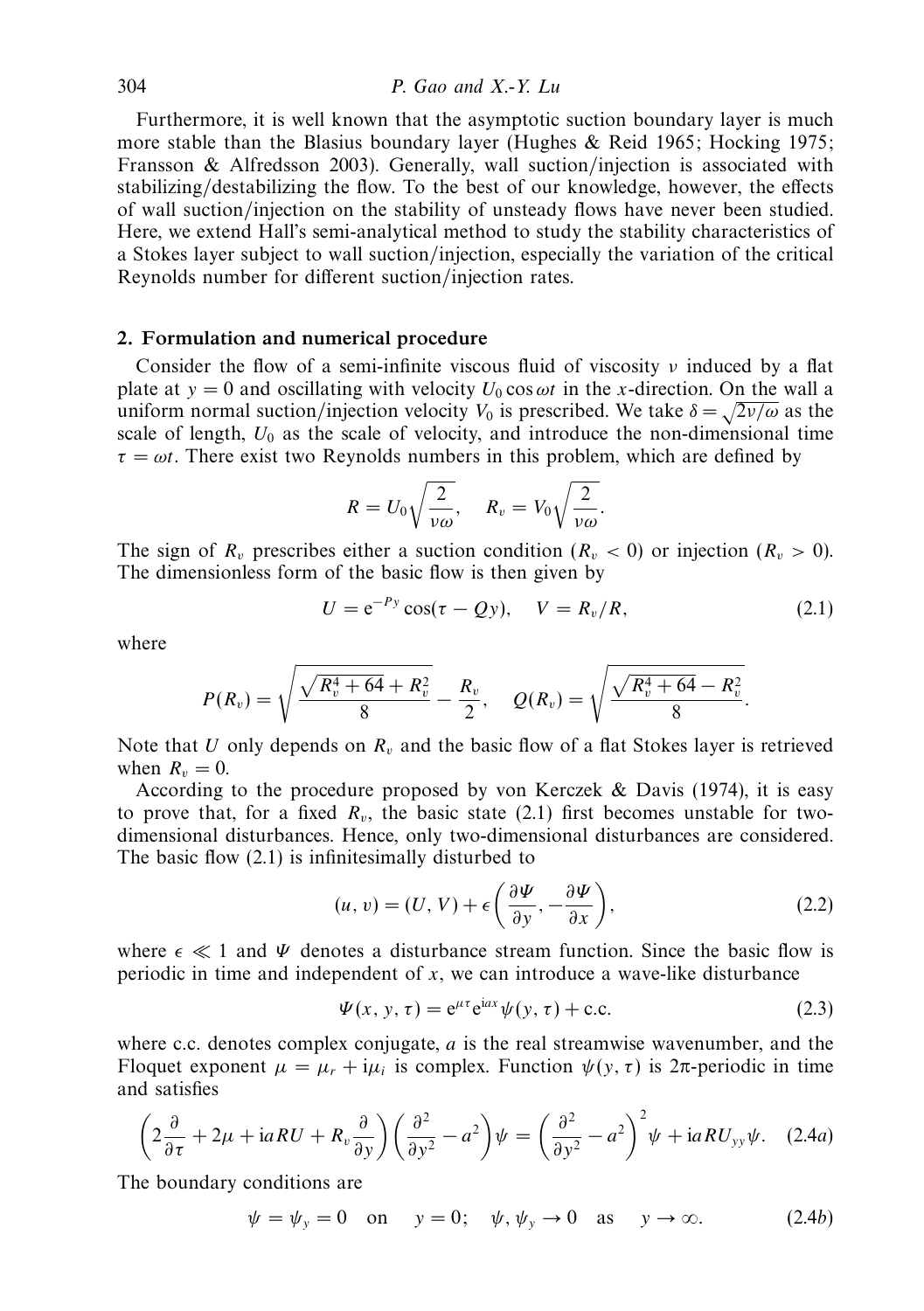Furthermore, it is well known that the asymptotic suction boundary layer is much more stable than the Blasius boundary layer (Hughes & Reid 1965; Hocking 1975; Fransson & Alfredsson 2003). Generally, wall suction/injection is associated with stabilizing/destabilizing the flow. To the best of our knowledge, however, the effects of wall suction/injection on the stability of unsteady flows have never been studied. Here, we extend Hall's semi-analytical method to study the stability characteristics of a Stokes layer subject to wall suction/injection, especially the variation of the critical Reynolds number for different suction/injection rates.

## 2. Formulation and numerical procedure

Consider the flow of a semi-infinite viscous fluid of viscosity $\nu$ induced by a flat plate at $y = 0$ and oscillating with velocity $U_0 \cos \omega t$ in the $x$-direction. On the wall a uniform normal suction/injection velocity $V_0$ is prescribed. We take $\delta = \sqrt{2\nu/\omega}$ as the scale of length, $U_0$ as the scale of velocity, and introduce the non-dimensional time $\tau = \omega t$. There exist two Reynolds numbers in this problem, which are defined by

$$R = U_0 \sqrt{\frac{2}{\nu\omega}}, \quad R_v = V_0 \sqrt{\frac{2}{\nu\omega}}.$$

The sign of $R_v$ prescribes either a suction condition ($R_v < 0$) or injection ($R_v > 0$). The dimensionless form of the basic flow is then given by

$$U = \mathrm{e}^{-Py} \cos(\tau - Qy), \quad V = R_v/R, \tag{2.1}$$

where

$$P(R_v) = \sqrt{\frac{\sqrt{R_v^4 + 64} + R_v^2}{8}} - \frac{R_v}{2}, \quad Q(R_v) = \sqrt{\frac{\sqrt{R_v^4 + 64} - R_v^2}{8}}.$$

Note that $U$ only depends on $R_v$ and the basic flow of a flat Stokes layer is retrieved when $R_v = 0$.

According to the procedure proposed by von Kerczek & Davis (1974), it is easy to prove that, for a fixed $R_v$, the basic state (2.1) first becomes unstable for two-dimensional disturbances. Hence, only two-dimensional disturbances are considered. The basic flow (2.1) is infinitesimally disturbed to

$$(u, v) = (U, V) + \epsilon \left( \frac{\partial \Psi}{\partial y}, -\frac{\partial \Psi}{\partial x} \right), \tag{2.2}$$

where $\epsilon \ll 1$ and $\Psi$ denotes a disturbance stream function. Since the basic flow is periodic in time and independent of $x$, we can introduce a wave-like disturbance

$$\Psi(x, y, \tau) = \mathrm{e}^{\mu\tau} \mathrm{e}^{\mathrm{i}ax} \psi(y, \tau) + \text{c.c.} \tag{2.3}$$

where c.c. denotes complex conjugate, $a$ is the real streamwise wavenumber, and the Floquet exponent $\mu = \mu_r + \mathrm{i}\mu_i$ is complex. Function $\psi(y, \tau)$ is $2\pi$-periodic in time and satisfies

$$\left( 2\frac{\partial}{\partial \tau} + 2\mu + \mathrm{i}aRU + R_v \frac{\partial}{\partial y} \right) \left( \frac{\partial^2}{\partial y^2} - a^2 \right) \psi = \left( \frac{\partial^2}{\partial y^2} - a^2 \right)^2 \psi + \mathrm{i}aRU_{yy}\psi. \tag{2.4a}$$

The boundary conditions are

$$\psi = \psi_y = 0 \quad \text{on} \quad y = 0; \quad \psi, \psi_y \to 0 \quad \text{as} \quad y \to \infty. \tag{2.4b}$$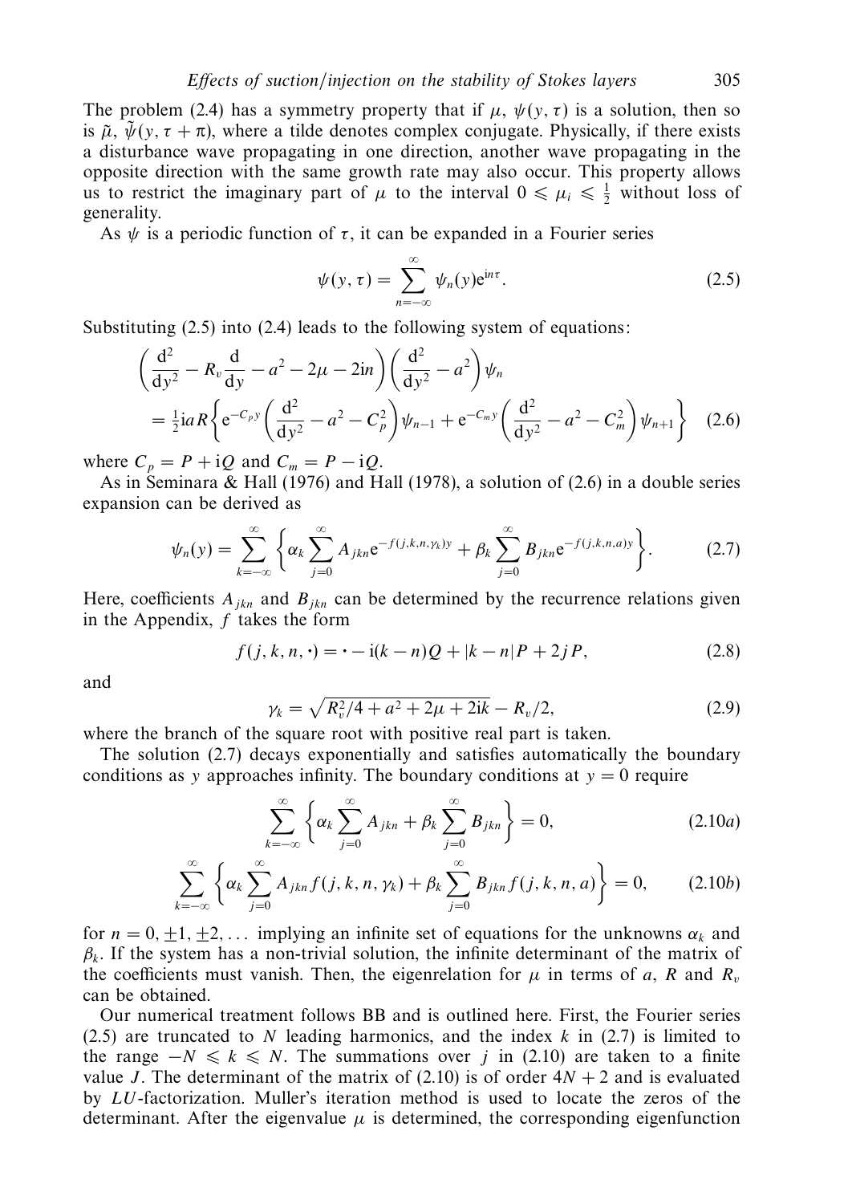The problem (2.4) has a symmetry property that if $\mu$, $\psi(y,\tau)$ is a solution, then so is $\tilde{\mu}$, $\tilde{\psi}(y,\tau+\pi)$, where a tilde denotes complex conjugate. Physically, if there exists a disturbance wave propagating in one direction, another wave propagating in the opposite direction with the same growth rate may also occur. This property allows us to restrict the imaginary part of $\mu$ to the interval $0 \leqslant \mu_i \leqslant \frac{1}{2}$ without loss of generality.

As $\psi$ is a periodic function of $\tau$, it can be expanded in a Fourier series

$$\psi(y,\tau) = \sum_{n=-\infty}^{\infty} \psi_n(y) \mathrm{e}^{\mathrm{i}n\tau}. \tag{2.5}$$

Substituting (2.5) into (2.4) leads to the following system of equations:

$$\left(\frac{\mathrm{d}^2}{\mathrm{d}y^2} - R_v \frac{\mathrm{d}}{\mathrm{d}y} - a^2 - 2\mu - 2\mathrm{i}n\right)\left(\frac{\mathrm{d}^2}{\mathrm{d}y^2} - a^2\right)\psi_n$$
$$= \tfrac{1}{2}\mathrm{i}aR\left\{\mathrm{e}^{-C_p y}\left(\frac{\mathrm{d}^2}{\mathrm{d}y^2} - a^2 - C_p^2\right)\psi_{n-1} + \mathrm{e}^{-C_m y}\left(\frac{\mathrm{d}^2}{\mathrm{d}y^2} - a^2 - C_m^2\right)\psi_{n+1}\right\} \tag{2.6}$$

where $C_p = P + \mathrm{i}Q$ and $C_m = P - \mathrm{i}Q$.

As in Seminara & Hall (1976) and Hall (1978), a solution of (2.6) in a double series expansion can be derived as

$$\psi_n(y) = \sum_{k=-\infty}^{\infty}\left\{\alpha_k \sum_{j=0}^{\infty} A_{jkn} \mathrm{e}^{-f(j,k,n,\gamma_k)y} + \beta_k \sum_{j=0}^{\infty} B_{jkn} \mathrm{e}^{-f(j,k,n,a)y}\right\}. \tag{2.7}$$

Here, coefficients $A_{jkn}$ and $B_{jkn}$ can be determined by the recurrence relations given in the Appendix, $f$ takes the form

$$f(j,k,n,\cdot) = \cdot - \mathrm{i}(k-n)Q + |k-n|P + 2jP, \tag{2.8}$$

and

$$\gamma_k = \sqrt{R_v^2/4 + a^2 + 2\mu + 2\mathrm{i}k} - R_v/2, \tag{2.9}$$

where the branch of the square root with positive real part is taken.

The solution (2.7) decays exponentially and satisfies automatically the boundary conditions as $y$ approaches infinity. The boundary conditions at $y = 0$ require

$$\sum_{k=-\infty}^{\infty}\left\{\alpha_k \sum_{j=0}^{\infty} A_{jkn} + \beta_k \sum_{j=0}^{\infty} B_{jkn}\right\} = 0, \tag{2.10a}$$

$$\sum_{k=-\infty}^{\infty}\left\{\alpha_k \sum_{j=0}^{\infty} A_{jkn} f(j,k,n,\gamma_k) + \beta_k \sum_{j=0}^{\infty} B_{jkn} f(j,k,n,a)\right\} = 0, \tag{2.10b}$$

for $n = 0, \pm 1, \pm 2, \ldots$ implying an infinite set of equations for the unknowns $\alpha_k$ and $\beta_k$. If the system has a non-trivial solution, the infinite determinant of the matrix of the coefficients must vanish. Then, the eigenrelation for $\mu$ in terms of $a$, $R$ and $R_v$ can be obtained.

Our numerical treatment follows BB and is outlined here. First, the Fourier series (2.5) are truncated to $N$ leading harmonics, and the index $k$ in (2.7) is limited to the range $-N \leqslant k \leqslant N$. The summations over $j$ in (2.10) are taken to a finite value $J$. The determinant of the matrix of (2.10) is of order $4N+2$ and is evaluated by $LU$-factorization. Muller's iteration method is used to locate the zeros of the determinant. After the eigenvalue $\mu$ is determined, the corresponding eigenfunction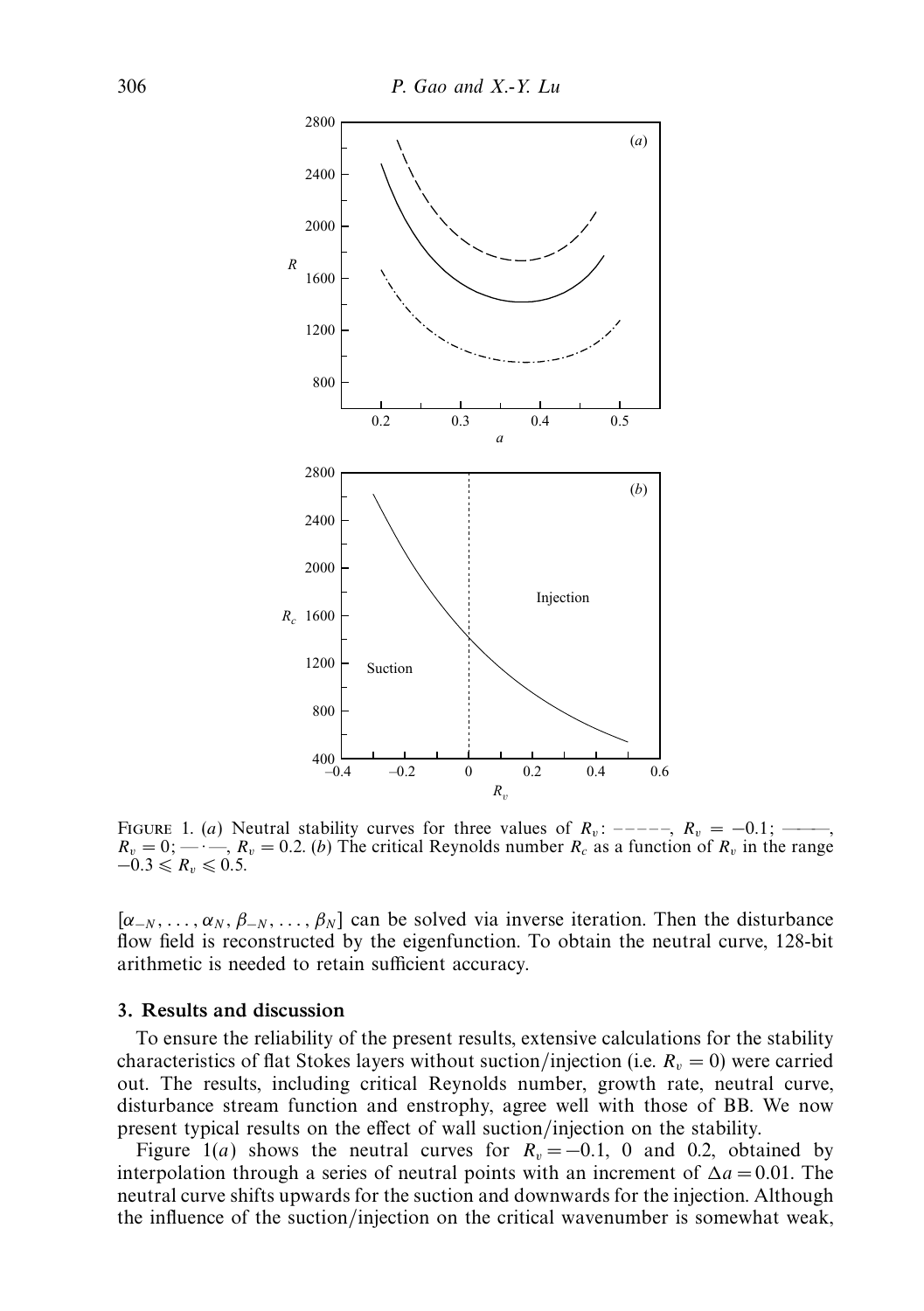FIGURE 1. (*a*) Neutral stability curves for three values of $R_v$: – – – – –, $R_v = -0.1$; ———, $R_v = 0$; — · —, $R_v = 0.2$. (*b*) The critical Reynolds number $R_c$ as a function of $R_v$ in the range $-0.3 \leqslant R_v \leqslant 0.5$.

$[\alpha_{-N}, \ldots, \alpha_N, \beta_{-N}, \ldots, \beta_N]$ can be solved via inverse iteration. Then the disturbance flow field is reconstructed by the eigenfunction. To obtain the neutral curve, 128-bit arithmetic is needed to retain sufficient accuracy.

## 3. Results and discussion

To ensure the reliability of the present results, extensive calculations for the stability characteristics of flat Stokes layers without suction/injection (i.e. $R_v = 0$) were carried out. The results, including critical Reynolds number, growth rate, neutral curve, disturbance stream function and enstrophy, agree well with those of BB. We now present typical results on the effect of wall suction/injection on the stability.

Figure 1(*a*) shows the neutral curves for $R_v = -0.1$, 0 and 0.2, obtained by interpolation through a series of neutral points with an increment of $\Delta a = 0.01$. The neutral curve shifts upwards for the suction and downwards for the injection. Although the influence of the suction/injection on the critical wavenumber is somewhat weak,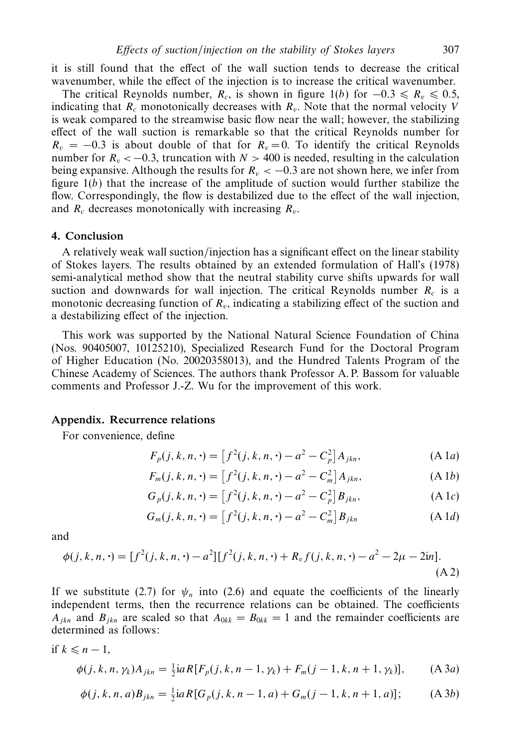it is still found that the effect of the wall suction tends to decrease the critical wavenumber, while the effect of the injection is to increase the critical wavenumber.

The critical Reynolds number, $R_c$, is shown in figure 1(*b*) for $-0.3 \leqslant R_v \leqslant 0.5$, indicating that $R_c$ monotonically decreases with $R_v$. Note that the normal velocity $V$ is weak compared to the streamwise basic flow near the wall; however, the stabilizing effect of the wall suction is remarkable so that the critical Reynolds number for $R_v = -0.3$ is about double of that for $R_v = 0$. To identify the critical Reynolds number for $R_v < -0.3$, truncation with $N > 400$ is needed, resulting in the calculation being expansive. Although the results for $R_v < -0.3$ are not shown here, we infer from figure 1(*b*) that the increase of the amplitude of suction would further stabilize the flow. Correspondingly, the flow is destabilized due to the effect of the wall injection, and $R_c$ decreases monotonically with increasing $R_v$.

## 4. Conclusion

A relatively weak wall suction/injection has a significant effect on the linear stability of Stokes layers. The results obtained by an extended formulation of Hall's (1978) semi-analytical method show that the neutral stability curve shifts upwards for wall suction and downwards for wall injection. The critical Reynolds number $R_c$ is a monotonic decreasing function of $R_v$, indicating a stabilizing effect of the suction and a destabilizing effect of the injection.

This work was supported by the National Natural Science Foundation of China (Nos. 90405007, 10125210), Specialized Research Fund for the Doctoral Program of Higher Education (No. 20020358013), and the Hundred Talents Program of the Chinese Academy of Sciences. The authors thank Professor A. P. Bassom for valuable comments and Professor J.-Z. Wu for the improvement of this work.

## Appendix. Recurrence relations

For convenience, define

$$F_p(j,k,n,\cdot) = \left[f^2(j,k,n,\cdot) - a^2 - C_p^2\right] A_{jkn}, \qquad \text{(A 1}a)$$

$$F_m(j,k,n,\cdot) = \left[f^2(j,k,n,\cdot) - a^2 - C_m^2\right] A_{jkn}, \qquad \text{(A 1}b)$$

$$G_p(j,k,n,\cdot) = \left[f^2(j,k,n,\cdot) - a^2 - C_p^2\right] B_{jkn}, \qquad \text{(A 1}c)$$

$$G_m(j,k,n,\cdot) = \left[f^2(j,k,n,\cdot) - a^2 - C_m^2\right] B_{jkn} \qquad \text{(A 1}d)$$

and

$$\phi(j,k,n,\cdot) = [f^2(j,k,n,\cdot) - a^2][f^2(j,k,n,\cdot) + R_v f(j,k,n,\cdot) - a^2 - 2\mu - 2\mathrm{i}n]. \qquad \text{(A 2)}$$

If we substitute (2.7) for $\psi_n$ into (2.6) and equate the coefficients of the linearly independent terms, then the recurrence relations can be obtained. The coefficients $A_{jkn}$ and $B_{jkn}$ are scaled so that $A_{0kk} = B_{0kk} = 1$ and the remainder coefficients are determined as follows:

if $k \leqslant n-1$,

$$\phi(j,k,n,\gamma_k)A_{jkn} = \tfrac{1}{2}\mathrm{i}aR[F_p(j,k,n-1,\gamma_k) + F_m(j-1,k,n+1,\gamma_k)], \qquad \text{(A 3}a)$$

$$\phi(j,k,n,a)B_{jkn} = \tfrac{1}{2}\mathrm{i}aR[G_p(j,k,n-1,a) + G_m(j-1,k,n+1,a)]; \qquad \text{(A 3}b)$$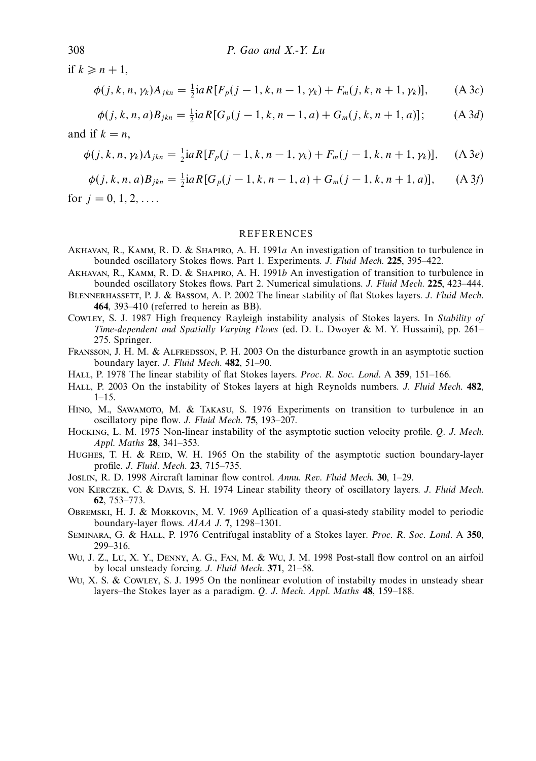if $k \geqslant n+1$,

$$\phi(j,k,n,\gamma_k)A_{jkn} = \tfrac{1}{2}\mathrm{i}aR[F_p(j-1,k,n-1,\gamma_k) + F_m(j,k,n+1,\gamma_k)], \qquad \text{(A 3}c\text{)}$$

$$\phi(j,k,n,a)B_{jkn} = \tfrac{1}{2}\mathrm{i}aR[G_p(j-1,k,n-1,a) + G_m(j,k,n+1,a)]; \qquad \text{(A 3}d\text{)}$$

and if $k = n$,

$$\phi(j,k,n,\gamma_k)A_{jkn} = \tfrac{1}{2}\mathrm{i}aR[F_p(j-1,k,n-1,\gamma_k) + F_m(j-1,k,n+1,\gamma_k)], \qquad \text{(A 3}e\text{)}$$

$$\phi(j,k,n,a)B_{jkn} = \tfrac{1}{2}\mathrm{i}aR[G_p(j-1,k,n-1,a) + G_m(j-1,k,n+1,a)], \qquad \text{(A 3}f\text{)}$$

for $j = 0, 1, 2, \ldots$.

## REFERENCES

Akhavan, R., Kamm, R. D. & Shapiro, A. H. 1991*a* An investigation of transition to turbulence in bounded oscillatory Stokes flows. Part 1. Experiments. *J. Fluid Mech.* **225**, 395–422.

Akhavan, R., Kamm, R. D. & Shapiro, A. H. 1991*b* An investigation of transition to turbulence in bounded oscillatory Stokes flows. Part 2. Numerical simulations. *J. Fluid Mech.* **225**, 423–444.

Blennerhassett, P. J. & Bassom, A. P. 2002 The linear stability of flat Stokes layers. *J. Fluid Mech.* **464**, 393–410 (referred to herein as BB).

Cowley, S. J. 1987 High frequency Rayleigh instability analysis of Stokes layers. In *Stability of Time-dependent and Spatially Varying Flows* (ed. D. L. Dwoyer & M. Y. Hussaini), pp. 261–275. Springer.

Fransson, J. H. M. & Alfredsson, P. H. 2003 On the disturbance growth in an asymptotic suction boundary layer. *J. Fluid Mech.* **482**, 51–90.

Hall, P. 1978 The linear stability of flat Stokes layers. *Proc. R. Soc. Lond.* A **359**, 151–166.

Hall, P. 2003 On the instability of Stokes layers at high Reynolds numbers. *J. Fluid Mech.* **482**, 1–15.

Hino, M., Sawamoto, M. & Takasu, S. 1976 Experiments on transition to turbulence in an oscillatory pipe flow. *J. Fluid Mech.* **75**, 193–207.

Hocking, L. M. 1975 Non-linear instability of the asymptotic suction velocity profile. *Q. J. Mech. Appl. Maths* **28**, 341–353.

Hughes, T. H. & Reid, W. H. 1965 On the stability of the asymptotic suction boundary-layer profile. *J. Fluid. Mech.* **23**, 715–735.

Joslin, R. D. 1998 Aircraft laminar flow control. *Annu. Rev. Fluid Mech.* **30**, 1–29.

von Kerczek, C. & Davis, S. H. 1974 Linear stability theory of oscillatory layers. *J. Fluid Mech.* **62**, 753–773.

Obremski, H. J. & Morkovin, M. V. 1969 Apllication of a quasi-stedy stability model to periodic boundary-layer flows. *AIAA J.* **7**, 1298–1301.

Seminara, G. & Hall, P. 1976 Centrifugal instablity of a Stokes layer. *Proc. R. Soc. Lond.* A **350**, 299–316.

Wu, J. Z., Lu, X. Y., Denny, A. G., Fan, M. & Wu, J. M. 1998 Post-stall flow control on an airfoil by local unsteady forcing. *J. Fluid Mech.* **371**, 21–58.

Wu, X. S. & Cowley, S. J. 1995 On the nonlinear evolution of instabilty modes in unsteady shear layers–the Stokes layer as a paradigm. *Q. J. Mech. Appl. Maths* **48**, 159–188.